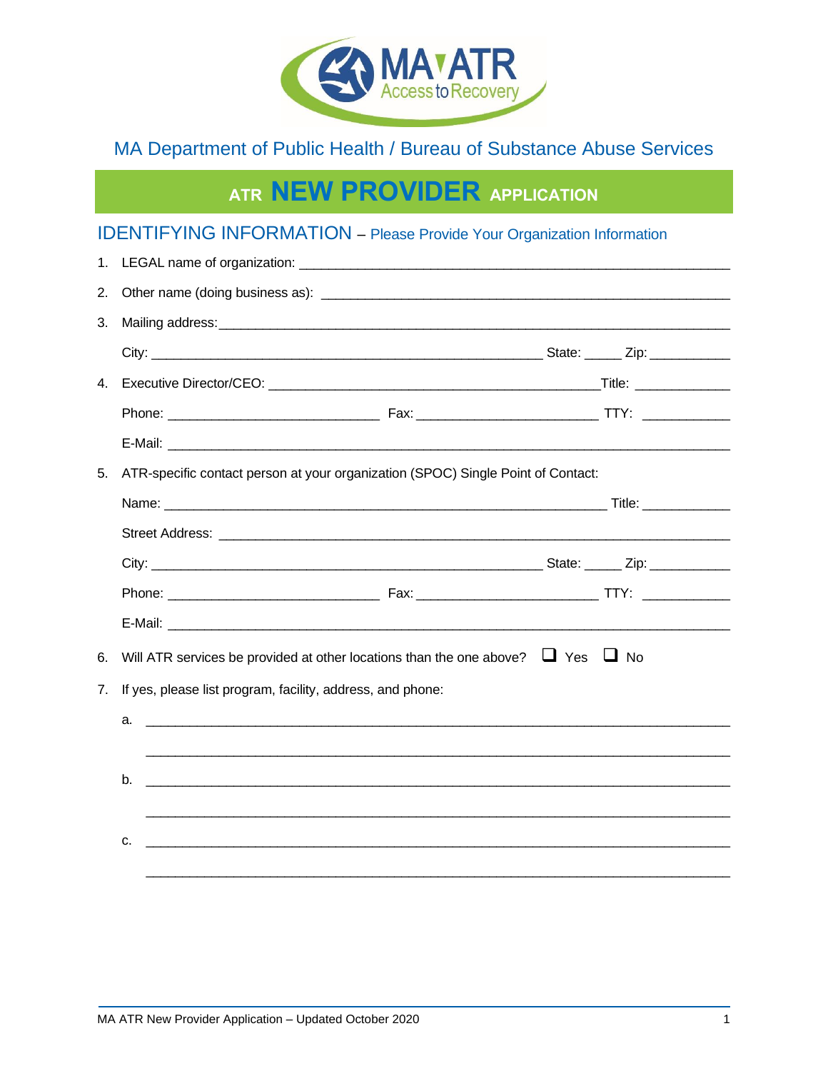MA ATR Access to Recovery

MA Department of Public Health / Bureau of Substance Abuse Services

# ATR NEW PROVIDER APPLICATION

## IDENTIFYING INFORMATION – Please Provide Your Organization Information

1. LEGAL name of organization: ______________________________________________

2. Other name (doing business as): ______________________________________________

3. Mailing address: ______________________________________________

   City: ________________________________ State: _____ Zip: ___________

4. Executive Director/CEO: ________________________________ Title: _____________

   Phone: ____________________ Fax: ____________________ TTY: ____________

   E-Mail: ______________________________________________

5. ATR-specific contact person at your organization (SPOC) Single Point of Contact:

   Name: ________________________________ Title: ____________

   Street Address: ______________________________________________

   City: ________________________________ State: _____ Zip: ___________

   Phone: ____________________ Fax: ____________________ TTY: ____________

   E-Mail: ______________________________________________

6. Will ATR services be provided at other locations than the one above? ☐ Yes ☐ No

7. If yes, please list program, facility, address, and phone:

   a. ______________________________________________

      ______________________________________________

   b. ______________________________________________

      ______________________________________________

   c. ______________________________________________

      ______________________________________________

MA ATR New Provider Application – Updated October 2020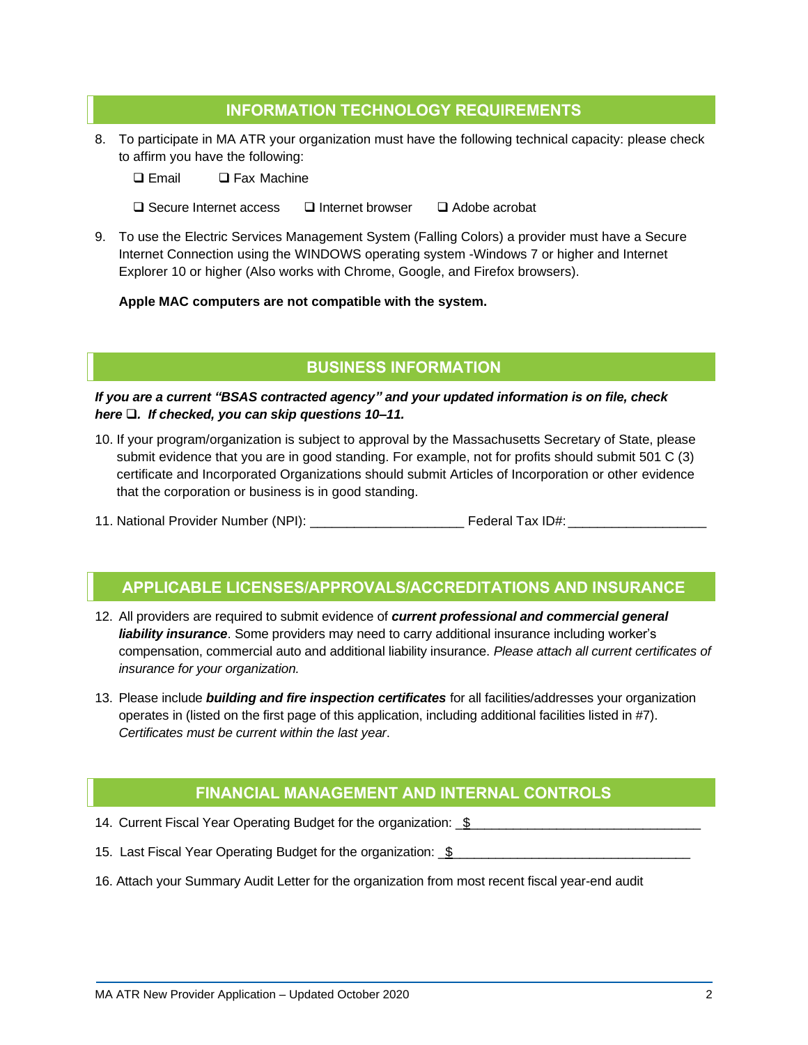## INFORMATION TECHNOLOGY REQUIREMENTS

8. To participate in MA ATR your organization must have the following technical capacity: please check to affirm you have the following:

   ❑ Email ❑ Fax Machine

   ❑ Secure Internet access ❑ Internet browser ❑ Adobe acrobat

9. To use the Electric Services Management System (Falling Colors) a provider must have a Secure Internet Connection using the WINDOWS operating system -Windows 7 or higher and Internet Explorer 10 or higher (Also works with Chrome, Google, and Firefox browsers).

   **Apple MAC computers are not compatible with the system.**

## BUSINESS INFORMATION

***If you are a current "BSAS contracted agency" and your updated information is on file, check here ❑. If checked, you can skip questions 10–11.***

10. If your program/organization is subject to approval by the Massachusetts Secretary of State, please submit evidence that you are in good standing. For example, not for profits should submit 501 C (3) certificate and Incorporated Organizations should submit Articles of Incorporation or other evidence that the corporation or business is in good standing.

11. National Provider Number (NPI): ____________________ Federal Tax ID#: __________________

## APPLICABLE LICENSES/APPROVALS/ACCREDITATIONS AND INSURANCE

12. All providers are required to submit evidence of ***current professional and commercial general liability insurance***. Some providers may need to carry additional insurance including worker's compensation, commercial auto and additional liability insurance. *Please attach all current certificates of insurance for your organization.*

13. Please include ***building and fire inspection certificates*** for all facilities/addresses your organization operates in (listed on the first page of this application, including additional facilities listed in #7). *Certificates must be current within the last year*.

## FINANCIAL MANAGEMENT AND INTERNAL CONTROLS

14. Current Fiscal Year Operating Budget for the organization: $ ______________________________

15. Last Fiscal Year Operating Budget for the organization: $ ______________________________

16. Attach your Summary Audit Letter for the organization from most recent fiscal year-end audit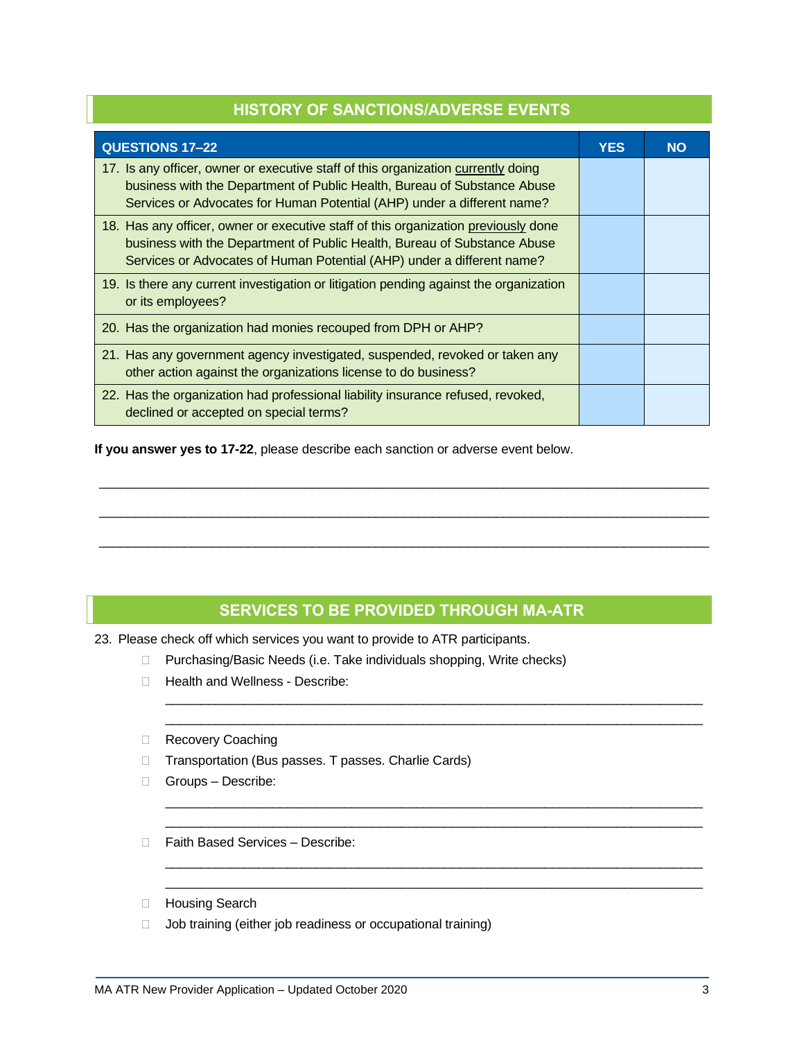## HISTORY OF SANCTIONS/ADVERSE EVENTS

| QUESTIONS 17–22 | YES | NO |
|---|---|---|
| 17. Is any officer, owner or executive staff of this organization <u>currently</u> doing business with the Department of Public Health, Bureau of Substance Abuse Services or Advocates for Human Potential (AHP) under a different name? | | |
| 18. Has any officer, owner or executive staff of this organization <u>previously</u> done business with the Department of Public Health, Bureau of Substance Abuse Services or Advocates of Human Potential (AHP) under a different name? | | |
| 19. Is there any current investigation or litigation pending against the organization or its employees? | | |
| 20. Has the organization had monies recouped from DPH or AHP? | | |
| 21. Has any government agency investigated, suspended, revoked or taken any other action against the organizations license to do business? | | |
| 22. Has the organization had professional liability insurance refused, revoked, declined or accepted on special terms? | | |

**If you answer yes to 17-22**, please describe each sanction or adverse event below.

_______________________________________________________________________________

_______________________________________________________________________________

_______________________________________________________________________________

## SERVICES TO BE PROVIDED THROUGH MA-ATR

23. Please check off which services you want to provide to ATR participants.

- ☐ Purchasing/Basic Needs (i.e. Take individuals shopping, Write checks)
- ☐ Health and Wellness - Describe:

  _______________________________________________________________________

  _______________________________________________________________________

- ☐ Recovery Coaching
- ☐ Transportation (Bus passes. T passes. Charlie Cards)
- ☐ Groups – Describe:

  _______________________________________________________________________

  _______________________________________________________________________

- ☐ Faith Based Services – Describe:

  _______________________________________________________________________

  _______________________________________________________________________

- ☐ Housing Search
- ☐ Job training (either job readiness or occupational training)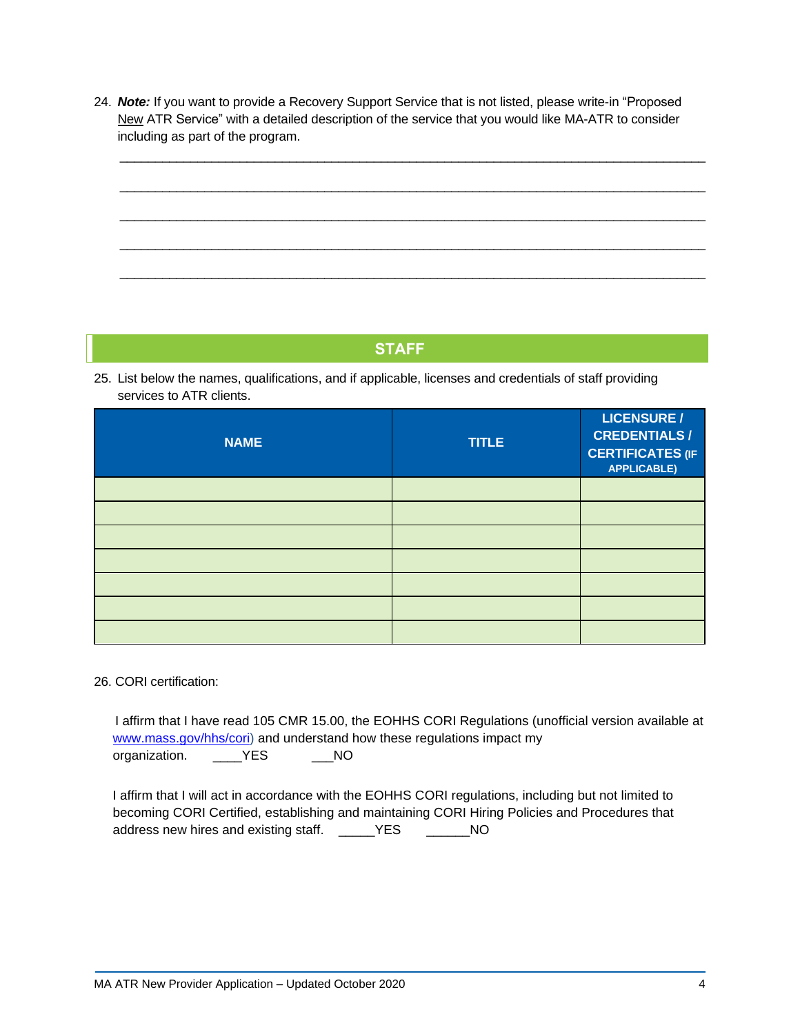24. ***Note:*** If you want to provide a Recovery Support Service that is not listed, please write-in "Proposed New ATR Service" with a detailed description of the service that you would like MA-ATR to consider including as part of the program.

_______________________________________________________________________________

_______________________________________________________________________________

_______________________________________________________________________________

_______________________________________________________________________________

_______________________________________________________________________________

## STAFF

25. List below the names, qualifications, and if applicable, licenses and credentials of staff providing services to ATR clients.

| NAME | TITLE | LICENSURE / CREDENTIALS / CERTIFICATES (IF APPLICABLE) |
|---|---|---|
| | | |
| | | |
| | | |
| | | |
| | | |
| | | |
| | | |

26. CORI certification:

I affirm that I have read 105 CMR 15.00, the EOHHS CORI Regulations (unofficial version available at www.mass.gov/hhs/cori) and understand how these regulations impact my organization. ____YES ___NO

I affirm that I will act in accordance with the EOHHS CORI regulations, including but not limited to becoming CORI Certified, establishing and maintaining CORI Hiring Policies and Procedures that address new hires and existing staff. _____YES ______NO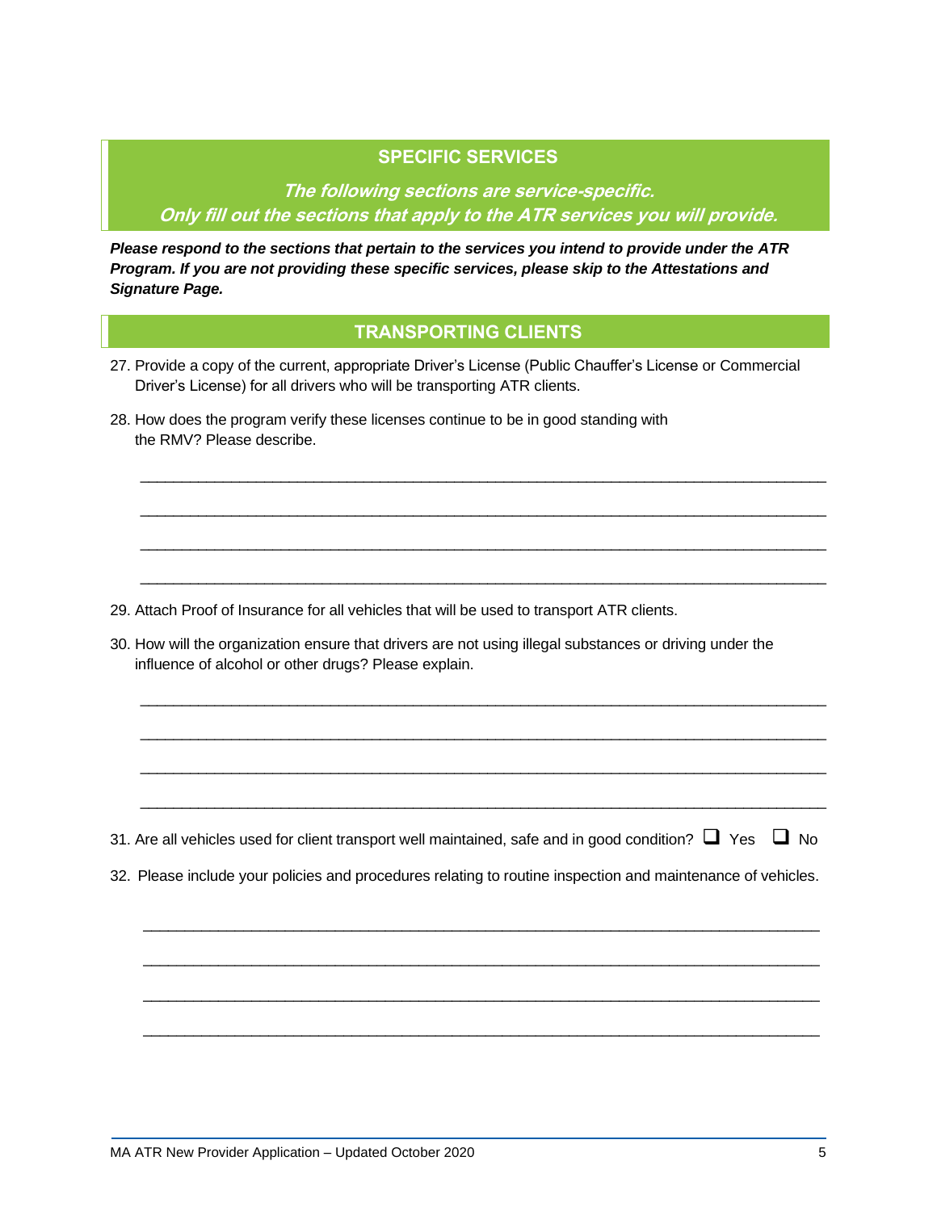## SPECIFIC SERVICES

***The following sections are service-specific.***
***Only fill out the sections that apply to the ATR services you will provide.***

***Please respond to the sections that pertain to the services you intend to provide under the ATR Program. If you are not providing these specific services, please skip to the Attestations and Signature Page.***

## TRANSPORTING CLIENTS

27. Provide a copy of the current, appropriate Driver's License (Public Chauffer's License or Commercial Driver's License) for all drivers who will be transporting ATR clients.

28. How does the program verify these licenses continue to be in good standing with the RMV? Please describe.

    ______________________________________________________________________________

    ______________________________________________________________________________

    ______________________________________________________________________________

    ______________________________________________________________________________

29. Attach Proof of Insurance for all vehicles that will be used to transport ATR clients.

30. How will the organization ensure that drivers are not using illegal substances or driving under the influence of alcohol or other drugs? Please explain.

    ______________________________________________________________________________

    ______________________________________________________________________________

    ______________________________________________________________________________

    ______________________________________________________________________________

31. Are all vehicles used for client transport well maintained, safe and in good condition? ☐ Yes ☐ No

32. Please include your policies and procedures relating to routine inspection and maintenance of vehicles.

    ______________________________________________________________________________

    ______________________________________________________________________________

    ______________________________________________________________________________

    ______________________________________________________________________________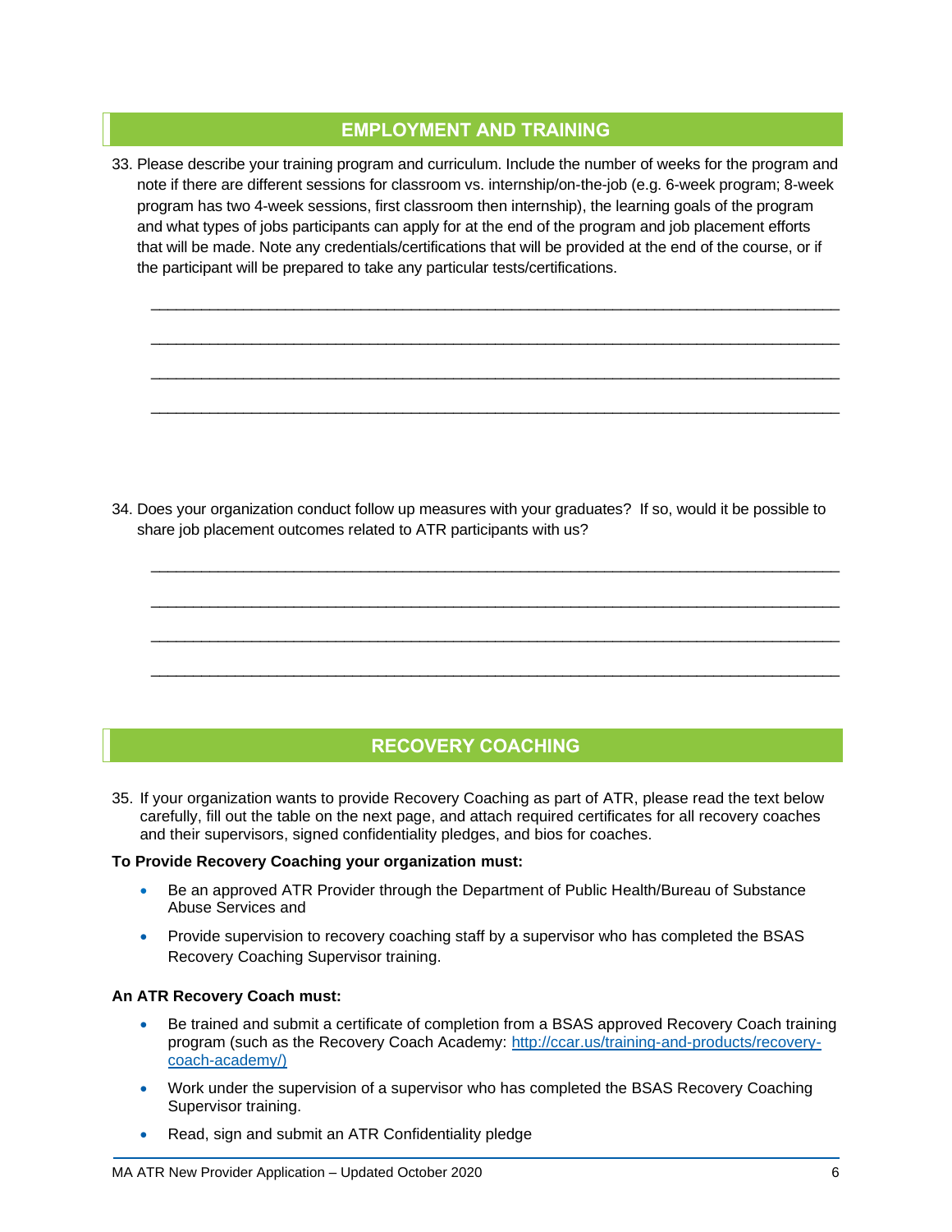## EMPLOYMENT AND TRAINING

33. Please describe your training program and curriculum. Include the number of weeks for the program and note if there are different sessions for classroom vs. internship/on-the-job (e.g. 6-week program; 8-week program has two 4-week sessions, first classroom then internship), the learning goals of the program and what types of jobs participants can apply for at the end of the program and job placement efforts that will be made. Note any credentials/certifications that will be provided at the end of the course, or if the participant will be prepared to take any particular tests/certifications.

    ___________________________________________________________________________

    ___________________________________________________________________________

    ___________________________________________________________________________

    ___________________________________________________________________________

34. Does your organization conduct follow up measures with your graduates? If so, would it be possible to share job placement outcomes related to ATR participants with us?

    ___________________________________________________________________________

    ___________________________________________________________________________

    ___________________________________________________________________________

    ___________________________________________________________________________

## RECOVERY COACHING

35. If your organization wants to provide Recovery Coaching as part of ATR, please read the text below carefully, fill out the table on the next page, and attach required certificates for all recovery coaches and their supervisors, signed confidentiality pledges, and bios for coaches.

**To Provide Recovery Coaching your organization must:**

- Be an approved ATR Provider through the Department of Public Health/Bureau of Substance Abuse Services and
- Provide supervision to recovery coaching staff by a supervisor who has completed the BSAS Recovery Coaching Supervisor training.

**An ATR Recovery Coach must:**

- Be trained and submit a certificate of completion from a BSAS approved Recovery Coach training program (such as the Recovery Coach Academy: [http://ccar.us/training-and-products/recovery-coach-academy/)](http://ccar.us/training-and-products/recovery-coach-academy/)
- Work under the supervision of a supervisor who has completed the BSAS Recovery Coaching Supervisor training.
- Read, sign and submit an ATR Confidentiality pledge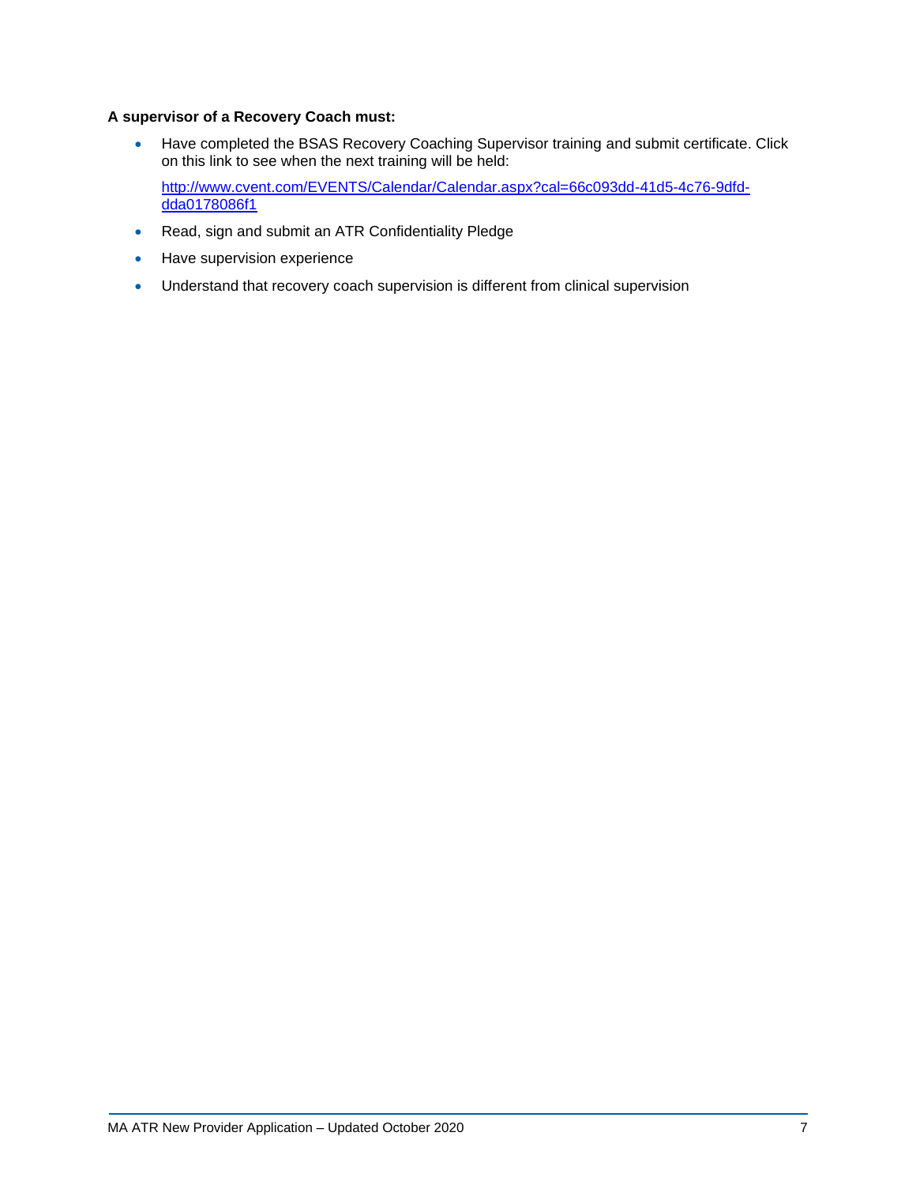**A supervisor of a Recovery Coach must:**

- Have completed the BSAS Recovery Coaching Supervisor training and submit certificate. Click on this link to see when the next training will be held:

  [http://www.cvent.com/EVENTS/Calendar/Calendar.aspx?cal=66c093dd-41d5-4c76-9dfd-dda0178086f1](http://www.cvent.com/EVENTS/Calendar/Calendar.aspx?cal=66c093dd-41d5-4c76-9dfd-dda0178086f1)

- Read, sign and submit an ATR Confidentiality Pledge
- Have supervision experience
- Understand that recovery coach supervision is different from clinical supervision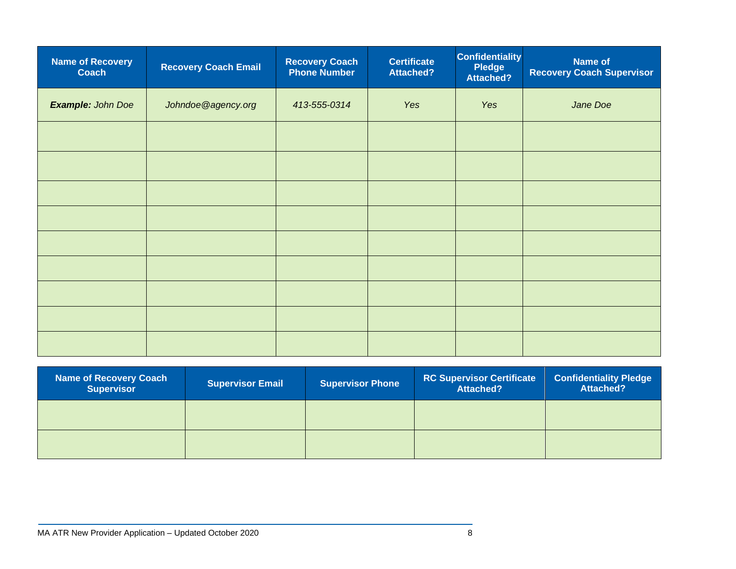| Name of Recovery Coach | Recovery Coach Email | Recovery Coach Phone Number | Certificate Attached? | Confidentiality Pledge Attached? | Name of Recovery Coach Supervisor |
|---|---|---|---|---|---|
| ***Example:*** *John Doe* | *Johndoe@agency.org* | *413-555-0314* | *Yes* | *Yes* | *Jane Doe* |
| | | | | | |
| | | | | | |
| | | | | | |
| | | | | | |
| | | | | | |
| | | | | | |
| | | | | | |
| | | | | | |
| | | | | | |

| Name of Recovery Coach Supervisor | Supervisor Email | Supervisor Phone | RC Supervisor Certificate Attached? | Confidentiality Pledge Attached? |
|---|---|---|---|---|
| | | | | |
| | | | | |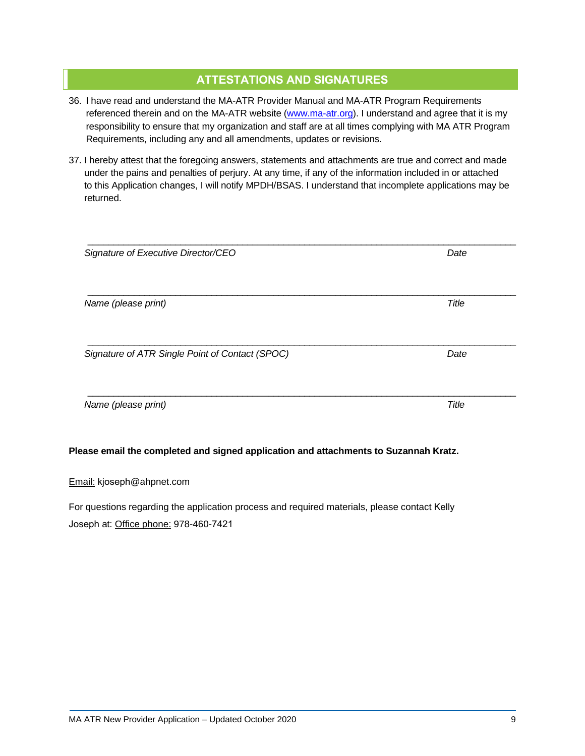## ATTESTATIONS AND SIGNATURES

36. I have read and understand the MA-ATR Provider Manual and MA-ATR Program Requirements referenced therein and on the MA-ATR website (www.ma-atr.org). I understand and agree that it is my responsibility to ensure that my organization and staff are at all times complying with MA ATR Program Requirements, including any and all amendments, updates or revisions.

37. I hereby attest that the foregoing answers, statements and attachments are true and correct and made under the pains and penalties of perjury. At any time, if any of the information included in or attached to this Application changes, I will notify MPDH/BSAS. I understand that incomplete applications may be returned.

\_\_\_\_\_\_\_\_\_\_\_\_\_\_\_\_\_\_\_\_\_\_\_\_\_\_\_\_\_\_\_\_\_\_\_\_\_\_\_\_\_\_\_\_\_\_\_\_\_\_\_\_\_\_\_\_\_\_\_\_\_\_\_\_\_\_\_\_\_\_\_\_\_\_\_\_

*Signature of Executive Director/CEO* *Date*

\_\_\_\_\_\_\_\_\_\_\_\_\_\_\_\_\_\_\_\_\_\_\_\_\_\_\_\_\_\_\_\_\_\_\_\_\_\_\_\_\_\_\_\_\_\_\_\_\_\_\_\_\_\_\_\_\_\_\_\_\_\_\_\_\_\_\_\_\_\_\_\_\_\_\_\_

*Name (please print)* *Title*

\_\_\_\_\_\_\_\_\_\_\_\_\_\_\_\_\_\_\_\_\_\_\_\_\_\_\_\_\_\_\_\_\_\_\_\_\_\_\_\_\_\_\_\_\_\_\_\_\_\_\_\_\_\_\_\_\_\_\_\_\_\_\_\_\_\_\_\_\_\_\_\_\_\_\_\_

*Signature of ATR Single Point of Contact (SPOC)* *Date*

\_\_\_\_\_\_\_\_\_\_\_\_\_\_\_\_\_\_\_\_\_\_\_\_\_\_\_\_\_\_\_\_\_\_\_\_\_\_\_\_\_\_\_\_\_\_\_\_\_\_\_\_\_\_\_\_\_\_\_\_\_\_\_\_\_\_\_\_\_\_\_\_\_\_\_\_

*Name (please print)* *Title*

**Please email the completed and signed application and attachments to Suzannah Kratz.**

Email: kjoseph@ahpnet.com

For questions regarding the application process and required materials, please contact Kelly Joseph at: Office phone: 978-460-7421